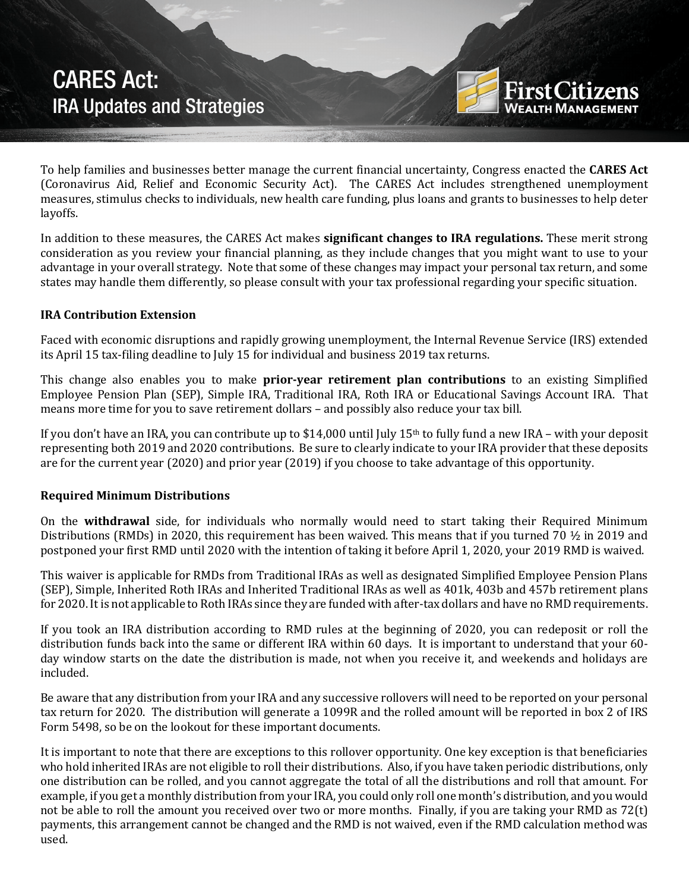# CARES Act:
## IRA Updates and Strategies

First Citizens Wealth Management

To help families and businesses better manage the current financial uncertainty, Congress enacted the **CARES Act** (Coronavirus Aid, Relief and Economic Security Act). The CARES Act includes strengthened unemployment measures, stimulus checks to individuals, new health care funding, plus loans and grants to businesses to help deter layoffs.

In addition to these measures, the CARES Act makes **significant changes to IRA regulations.** These merit strong consideration as you review your financial planning, as they include changes that you might want to use to your advantage in your overall strategy. Note that some of these changes may impact your personal tax return, and some states may handle them differently, so please consult with your tax professional regarding your specific situation.

### IRA Contribution Extension

Faced with economic disruptions and rapidly growing unemployment, the Internal Revenue Service (IRS) extended its April 15 tax-filing deadline to July 15 for individual and business 2019 tax returns.

This change also enables you to make **prior-year retirement plan contributions** to an existing Simplified Employee Pension Plan (SEP), Simple IRA, Traditional IRA, Roth IRA or Educational Savings Account IRA. That means more time for you to save retirement dollars – and possibly also reduce your tax bill.

If you don't have an IRA, you can contribute up to $14,000 until July 15th to fully fund a new IRA – with your deposit representing both 2019 and 2020 contributions. Be sure to clearly indicate to your IRA provider that these deposits are for the current year (2020) and prior year (2019) if you choose to take advantage of this opportunity.

### Required Minimum Distributions

On the **withdrawal** side, for individuals who normally would need to start taking their Required Minimum Distributions (RMDs) in 2020, this requirement has been waived. This means that if you turned 70 ½ in 2019 and postponed your first RMD until 2020 with the intention of taking it before April 1, 2020, your 2019 RMD is waived.

This waiver is applicable for RMDs from Traditional IRAs as well as designated Simplified Employee Pension Plans (SEP), Simple, Inherited Roth IRAs and Inherited Traditional IRAs as well as 401k, 403b and 457b retirement plans for 2020. It is not applicable to Roth IRAs since they are funded with after-tax dollars and have no RMD requirements.

If you took an IRA distribution according to RMD rules at the beginning of 2020, you can redeposit or roll the distribution funds back into the same or different IRA within 60 days. It is important to understand that your 60-day window starts on the date the distribution is made, not when you receive it, and weekends and holidays are included.

Be aware that any distribution from your IRA and any successive rollovers will need to be reported on your personal tax return for 2020. The distribution will generate a 1099R and the rolled amount will be reported in box 2 of IRS Form 5498, so be on the lookout for these important documents.

It is important to note that there are exceptions to this rollover opportunity. One key exception is that beneficiaries who hold inherited IRAs are not eligible to roll their distributions. Also, if you have taken periodic distributions, only one distribution can be rolled, and you cannot aggregate the total of all the distributions and roll that amount. For example, if you get a monthly distribution from your IRA, you could only roll one month's distribution, and you would not be able to roll the amount you received over two or more months. Finally, if you are taking your RMD as 72(t) payments, this arrangement cannot be changed and the RMD is not waived, even if the RMD calculation method was used.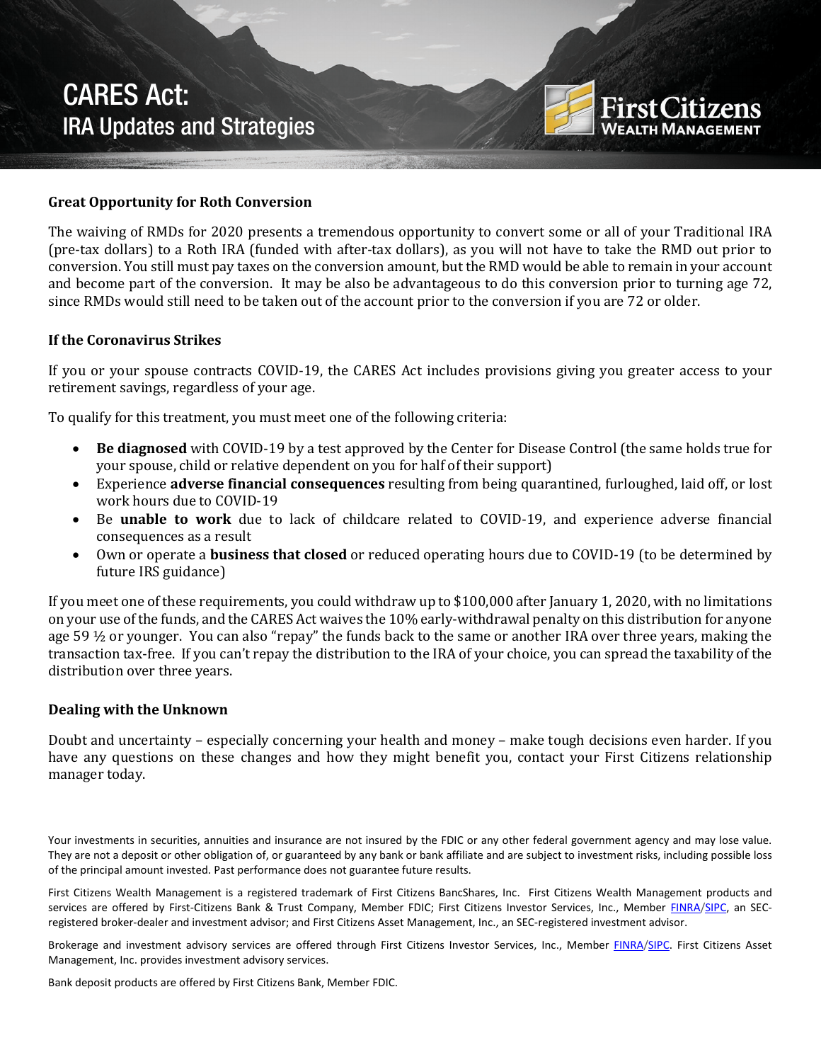# CARES Act:
## IRA Updates and Strategies

First Citizens Wealth Management

### Great Opportunity for Roth Conversion

The waiving of RMDs for 2020 presents a tremendous opportunity to convert some or all of your Traditional IRA (pre-tax dollars) to a Roth IRA (funded with after-tax dollars), as you will not have to take the RMD out prior to conversion. You still must pay taxes on the conversion amount, but the RMD would be able to remain in your account and become part of the conversion. It may be also be advantageous to do this conversion prior to turning age 72, since RMDs would still need to be taken out of the account prior to the conversion if you are 72 or older.

### If the Coronavirus Strikes

If you or your spouse contracts COVID-19, the CARES Act includes provisions giving you greater access to your retirement savings, regardless of your age.

To qualify for this treatment, you must meet one of the following criteria:

- **Be diagnosed** with COVID-19 by a test approved by the Center for Disease Control (the same holds true for your spouse, child or relative dependent on you for half of their support)
- Experience **adverse financial consequences** resulting from being quarantined, furloughed, laid off, or lost work hours due to COVID-19
- Be **unable to work** due to lack of childcare related to COVID-19, and experience adverse financial consequences as a result
- Own or operate a **business that closed** or reduced operating hours due to COVID-19 (to be determined by future IRS guidance)

If you meet one of these requirements, you could withdraw up to $100,000 after January 1, 2020, with no limitations on your use of the funds, and the CARES Act waives the 10% early-withdrawal penalty on this distribution for anyone age 59 ½ or younger. You can also "repay" the funds back to the same or another IRA over three years, making the transaction tax-free. If you can't repay the distribution to the IRA of your choice, you can spread the taxability of the distribution over three years.

### Dealing with the Unknown

Doubt and uncertainty – especially concerning your health and money – make tough decisions even harder. If you have any questions on these changes and how they might benefit you, contact your First Citizens relationship manager today.

Your investments in securities, annuities and insurance are not insured by the FDIC or any other federal government agency and may lose value. They are not a deposit or other obligation of, or guaranteed by any bank or bank affiliate and are subject to investment risks, including possible loss of the principal amount invested. Past performance does not guarantee future results.

First Citizens Wealth Management is a registered trademark of First Citizens BancShares, Inc. First Citizens Wealth Management products and services are offered by First-Citizens Bank & Trust Company, Member FDIC; First Citizens Investor Services, Inc., Member FINRA/SIPC, an SEC-registered broker-dealer and investment advisor; and First Citizens Asset Management, Inc., an SEC-registered investment advisor.

Brokerage and investment advisory services are offered through First Citizens Investor Services, Inc., Member FINRA/SIPC. First Citizens Asset Management, Inc. provides investment advisory services.

Bank deposit products are offered by First Citizens Bank, Member FDIC.